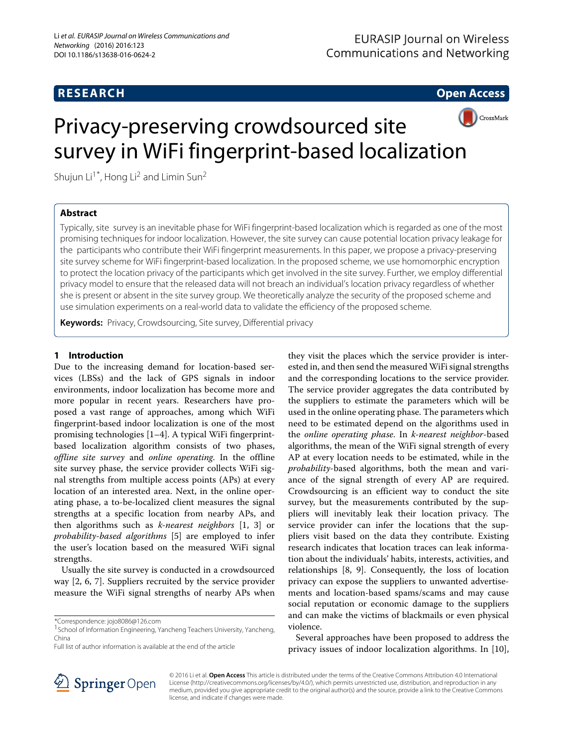**RESEARCH** **Open Access**

# Privacy-preserving crowdsourced site survey in WiFi fingerprint-based localization

Shujun Li[1*], Hong Li[2] and Limin Sun[2]

## Abstract

Typically, site survey is an inevitable phase for WiFi fingerprint-based localization which is regarded as one of the most promising techniques for indoor localization. However, the site survey can cause potential location privacy leakage for the participants who contribute their WiFi fingerprint measurements. In this paper, we propose a privacy-preserving site survey scheme for WiFi fingerprint-based localization. In the proposed scheme, we use homomorphic encryption to protect the location privacy of the participants which get involved in the site survey. Further, we employ differential privacy model to ensure that the released data will not breach an individual's location privacy regardless of whether she is present or absent in the site survey group. We theoretically analyze the security of the proposed scheme and use simulation experiments on a real-world data to validate the efficiency of the proposed scheme.

**Keywords:** Privacy, Crowdsourcing, Site survey, Differential privacy

## 1 Introduction

Due to the increasing demand for location-based services (LBSs) and the lack of GPS signals in indoor environments, indoor localization has become more and more popular in recent years. Researchers have proposed a vast range of approaches, among which WiFi fingerprint-based indoor localization is one of the most promising technologies [1–4]. A typical WiFi fingerprint-based localization algorithm consists of two phases, *offline site survey* and *online operating*. In the offline site survey phase, the service provider collects WiFi signal strengths from multiple access points (APs) at every location of an interested area. Next, in the online operating phase, a to-be-localized client measures the signal strengths at a specific location from nearby APs, and then algorithms such as *k-nearest neighbors* [1, 3] or *probability-based algorithms* [5] are employed to infer the user's location based on the measured WiFi signal strengths.

Usually the site survey is conducted in a crowdsourced way [2, 6, 7]. Suppliers recruited by the service provider measure the WiFi signal strengths of nearby APs when they visit the places which the service provider is interested in, and then send the measured WiFi signal strengths and the corresponding locations to the service provider. The service provider aggregates the data contributed by the suppliers to estimate the parameters which will be used in the online operating phase. The parameters which need to be estimated depend on the algorithms used in the *online operating phase*. In *k-nearest neighbor*-based algorithms, the mean of the WiFi signal strength of every AP at every location needs to be estimated, while in the *probability*-based algorithms, both the mean and variance of the signal strength of every AP are required. Crowdsourcing is an efficient way to conduct the site survey, but the measurements contributed by the suppliers will inevitably leak their location privacy. The service provider can infer the locations that the suppliers visit based on the data they contribute. Existing research indicates that location traces can leak information about the individuals' habits, interests, activities, and relationships [8, 9]. Consequently, the loss of location privacy can expose the suppliers to unwanted advertisements and location-based spams/scams and may cause social reputation or economic damage to the suppliers and can make the victims of blackmails or even physical violence.

Several approaches have been proposed to address the privacy issues of indoor localization algorithms. In [10],

*Correspondence: jojo8086@126.com
[1]School of Information Engineering, Yancheng Teachers University, Yancheng, China
Full list of author information is available at the end of the article

© 2016 Li et al. **Open Access** This article is distributed under the terms of the Creative Commons Attribution 4.0 International License (http://creativecommons.org/licenses/by/4.0/), which permits unrestricted use, distribution, and reproduction in any medium, provided you give appropriate credit to the original author(s) and the source, provide a link to the Creative Commons license, and indicate if changes were made.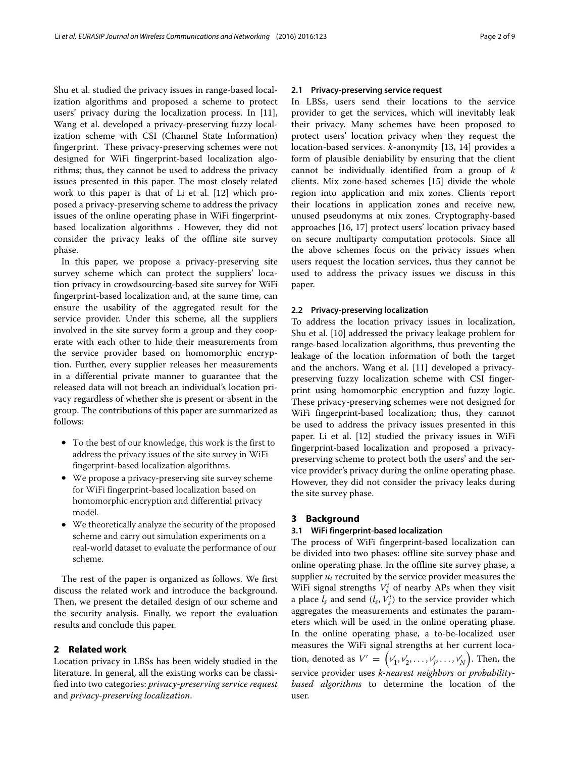Shu et al. studied the privacy issues in range-based localization algorithms and proposed a scheme to protect users' privacy during the localization process. In [11], Wang et al. developed a privacy-preserving fuzzy localization scheme with CSI (Channel State Information) fingerprint. These privacy-preserving schemes were not designed for WiFi fingerprint-based localization algorithms; thus, they cannot be used to address the privacy issues presented in this paper. The most closely related work to this paper is that of Li et al. [12] which proposed a privacy-preserving scheme to address the privacy issues of the online operating phase in WiFi fingerprint-based localization algorithms . However, they did not consider the privacy leaks of the offline site survey phase.

In this paper, we propose a privacy-preserving site survey scheme which can protect the suppliers' location privacy in crowdsourcing-based site survey for WiFi fingerprint-based localization and, at the same time, can ensure the usability of the aggregated result for the service provider. Under this scheme, all the suppliers involved in the site survey form a group and they cooperate with each other to hide their measurements from the service provider based on homomorphic encryption. Further, every supplier releases her measurements in a differential private manner to guarantee that the released data will not breach an individual's location privacy regardless of whether she is present or absent in the group. The contributions of this paper are summarized as follows:

- To the best of our knowledge, this work is the first to address the privacy issues of the site survey in WiFi fingerprint-based localization algorithms.
- We propose a privacy-preserving site survey scheme for WiFi fingerprint-based localization based on homomorphic encryption and differential privacy model.
- We theoretically analyze the security of the proposed scheme and carry out simulation experiments on a real-world dataset to evaluate the performance of our scheme.

The rest of the paper is organized as follows. We first discuss the related work and introduce the background. Then, we present the detailed design of our scheme and the security analysis. Finally, we report the evaluation results and conclude this paper.

## 2 Related work

Location privacy in LBSs has been widely studied in the literature. In general, all the existing works can be classified into two categories: *privacy-preserving service request* and *privacy-preserving localization*.

### 2.1 Privacy-preserving service request

In LBSs, users send their locations to the service provider to get the services, which will inevitably leak their privacy. Many schemes have been proposed to protect users' location privacy when they request the location-based services. *k*-anonymity [13, 14] provides a form of plausible deniability by ensuring that the client cannot be individually identified from a group of *k* clients. Mix zone-based schemes [15] divide the whole region into application and mix zones. Clients report their locations in application zones and receive new, unused pseudonyms at mix zones. Cryptography-based approaches [16, 17] protect users' location privacy based on secure multiparty computation protocols. Since all the above schemes focus on the privacy issues when users request the location services, thus they cannot be used to address the privacy issues we discuss in this paper.

### 2.2 Privacy-preserving localization

To address the location privacy issues in localization, Shu et al. [10] addressed the privacy leakage problem for range-based localization algorithms, thus preventing the leakage of the location information of both the target and the anchors. Wang et al. [11] developed a privacy-preserving fuzzy localization scheme with CSI fingerprint using homomorphic encryption and fuzzy logic. These privacy-preserving schemes were not designed for WiFi fingerprint-based localization; thus, they cannot be used to address the privacy issues presented in this paper. Li et al. [12] studied the privacy issues in WiFi fingerprint-based localization and proposed a privacy-preserving scheme to protect both the users' and the service provider's privacy during the online operating phase. However, they did not consider the privacy leaks during the site survey phase.

## 3 Background

### 3.1 WiFi fingerprint-based localization

The process of WiFi fingerprint-based localization can be divided into two phases: offline site survey phase and online operating phase. In the offline site survey phase, a supplier $u_i$ recruited by the service provider measures the WiFi signal strengths $V_s^i$ of nearby APs when they visit a place $l_s$ and send $(l_s, V_s^i)$ to the service provider which aggregates the measurements and estimates the parameters which will be used in the online operating phase. In the online operating phase, a to-be-localized user measures the WiFi signal strengths at her current location, denoted as $V' = \left(v'_1, v'_2, \ldots, v'_j, \ldots, v'_N\right)$. Then, the service provider uses *k-nearest neighbors* or *probability-based algorithms* to determine the location of the user.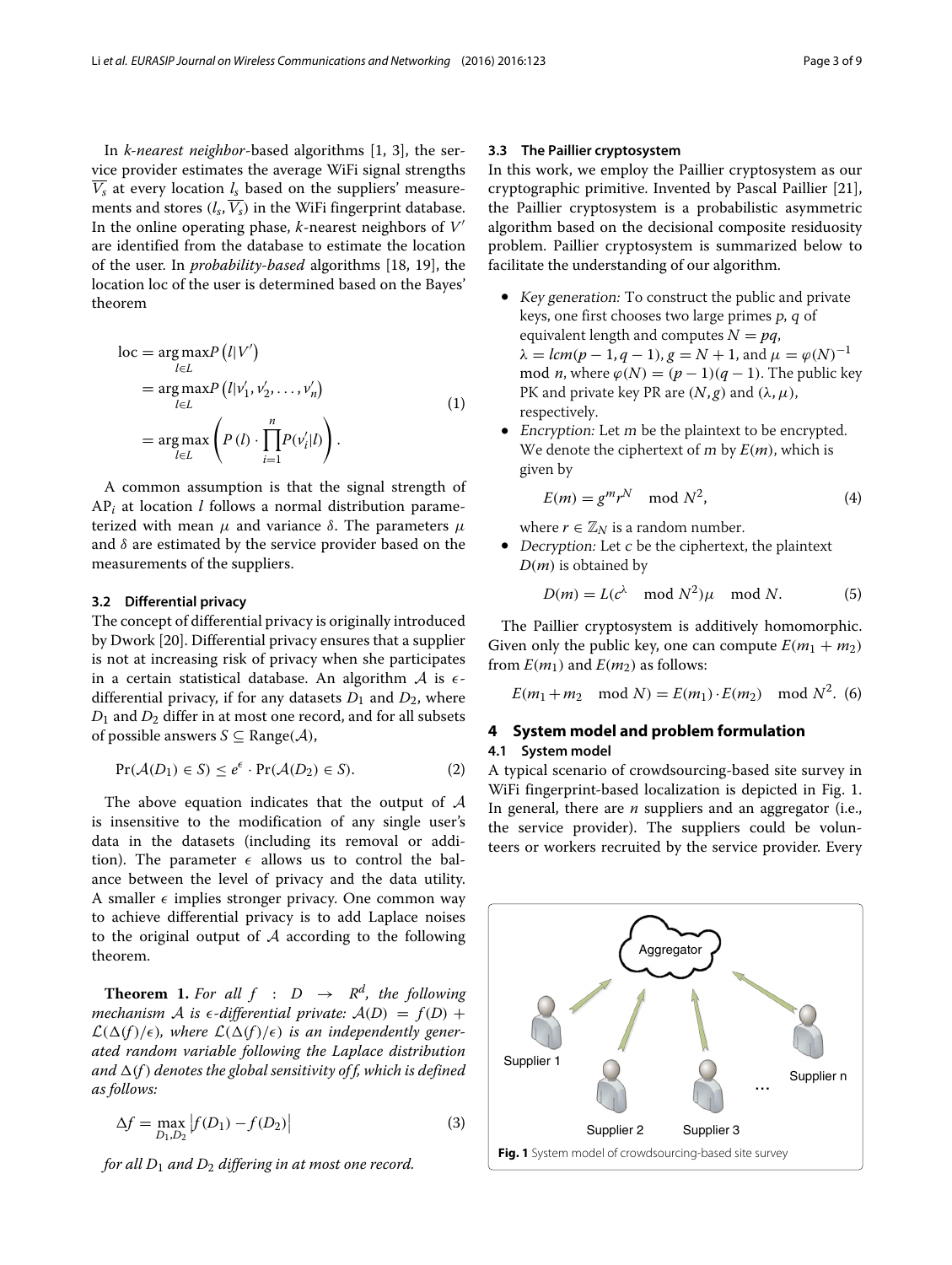In *k-nearest neighbor*-based algorithms [1, 3], the service provider estimates the average WiFi signal strengths $\overline{V_s}$ at every location $l_s$ based on the suppliers' measurements and stores $(l_s, \overline{V_s})$ in the WiFi fingerprint database. In the online operating phase, $k$-nearest neighbors of $V'$ are identified from the database to estimate the location of the user. In *probability-based* algorithms [18, 19], the location loc of the user is determined based on the Bayes' theorem

$$
\begin{aligned}
\text{loc} &= \underset{l \in L}{\arg\max} P\left(l|V'\right) \\
&= \underset{l \in L}{\arg\max} P\left(l|v_1', v_2', \ldots, v_n'\right) \\
&= \underset{l \in L}{\arg\max} \left( P\left(l\right) \cdot \prod_{i=1}^{n} P(v_i'|l) \right).
\end{aligned} \tag{1}
$$

A common assumption is that the signal strength of $\text{AP}_i$ at location $l$ follows a normal distribution parameterized with mean $\mu$ and variance $\delta$. The parameters $\mu$ and $\delta$ are estimated by the service provider based on the measurements of the suppliers.

### 3.2 Differential privacy

The concept of differential privacy is originally introduced by Dwork [20]. Differential privacy ensures that a supplier is not at increasing risk of privacy when she participates in a certain statistical database. An algorithm $\mathcal{A}$ is $\epsilon$-differential privacy, if for any datasets $D_1$ and $D_2$, where $D_1$ and $D_2$ differ in at most one record, and for all subsets of possible answers $S \subseteq \text{Range}(\mathcal{A})$,

$$
\Pr(\mathcal{A}(D_1) \in S) \le e^{\epsilon} \cdot \Pr(\mathcal{A}(D_2) \in S). \tag{2}
$$

The above equation indicates that the output of $\mathcal{A}$ is insensitive to the modification of any single user's data in the datasets (including its removal or addition). The parameter $\epsilon$ allows us to control the balance between the level of privacy and the data utility. A smaller $\epsilon$ implies stronger privacy. One common way to achieve differential privacy is to add Laplace noises to the original output of $\mathcal{A}$ according to the following theorem.

**Theorem 1.** *For all $f : D \rightarrow R^d$, the following mechanism $\mathcal{A}$ is $\epsilon$-differential private: $\mathcal{A}(D) = f(D) + \mathcal{L}(\Delta(f)/\epsilon)$, where $\mathcal{L}(\Delta(f)/\epsilon)$ is an independently generated random variable following the Laplace distribution and $\Delta(f)$ denotes the global sensitivity of $f$, which is defined as follows:*

$$
\Delta f = \max_{D_1, D_2} \left| f(D_1) - f(D_2) \right| \tag{3}
$$

*for all $D_1$ and $D_2$ differing in at most one record.*

### 3.3 The Paillier cryptosystem

In this work, we employ the Paillier cryptosystem as our cryptographic primitive. Invented by Pascal Paillier [21], the Paillier cryptosystem is a probabilistic asymmetric algorithm based on the decisional composite residuosity problem. Paillier cryptosystem is summarized below to facilitate the understanding of our algorithm.

- *Key generation:* To construct the public and private keys, one first chooses two large primes $p$, $q$ of equivalent length and computes $N = pq$, $\lambda = lcm(p-1, q-1)$, $g = N+1$, and $\mu = \varphi(N)^{-1} \mod n$, where $\varphi(N) = (p-1)(q-1)$. The public key PK and private key PR are $(N, g)$ and $(\lambda, \mu)$, respectively.
- *Encryption:* Let $m$ be the plaintext to be encrypted. We denote the ciphertext of $m$ by $E(m)$, which is given by

$$
E(m) = g^m r^N \mod N^2, \tag{4}
$$

  where $r \in \mathbb{Z}_N$ is a random number.
- *Decryption:* Let $c$ be the ciphertext, the plaintext $D(m)$ is obtained by

$$
D(m) = L(c^{\lambda} \mod N^2)\mu \mod N. \tag{5}
$$

The Paillier cryptosystem is additively homomorphic. Given only the public key, one can compute $E(m_1 + m_2)$ from $E(m_1)$ and $E(m_2)$ as follows:

$$
E(m_1 + m_2 \mod N) = E(m_1) \cdot E(m_2) \mod N^2. \tag{6}
$$

## 4 System model and problem formulation

### 4.1 System model

A typical scenario of crowdsourcing-based site survey in WiFi fingerprint-based localization is depicted in Fig. 1. In general, there are $n$ suppliers and an aggregator (i.e., the service provider). The suppliers could be volunteers or workers recruited by the service provider. Every

**Fig. 1** System model of crowdsourcing-based site survey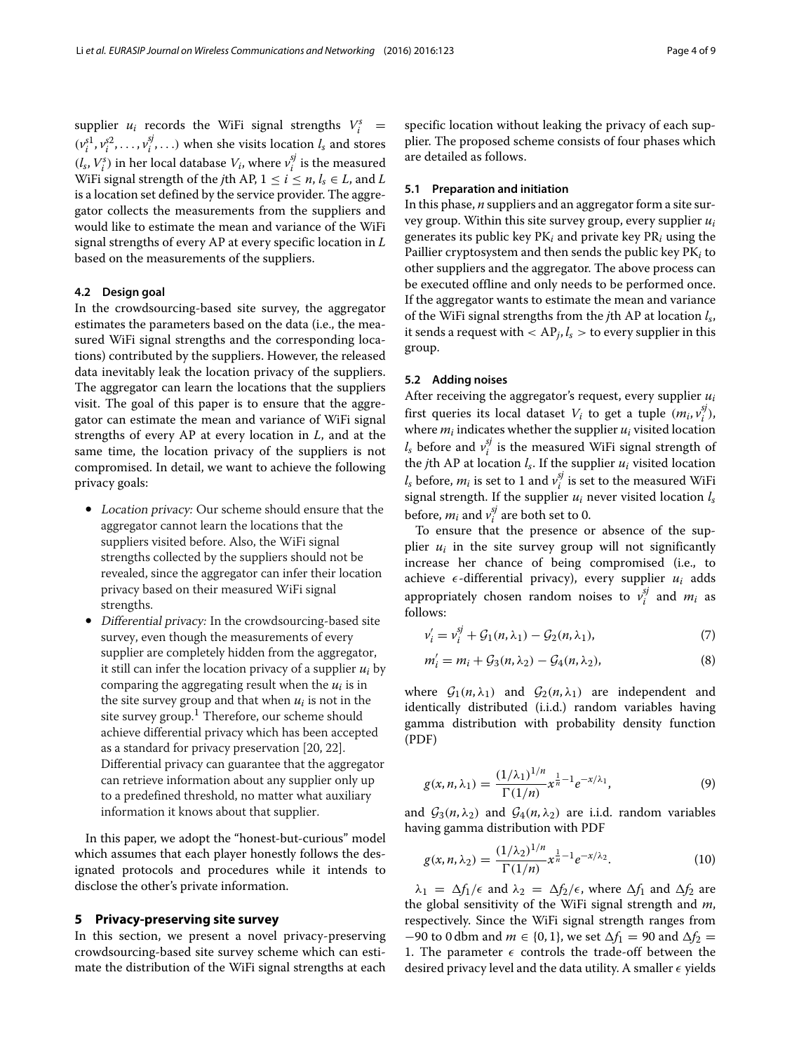supplier $u_i$ records the WiFi signal strengths $V_i^s = (v_i^{s1}, v_i^{s2}, \ldots, v_i^{sj}, \ldots)$ when she visits location $l_s$ and stores $(l_s, V_i^s)$ in her local database $V_i$, where $v_i^{sj}$ is the measured WiFi signal strength of the $j$th AP, $1 \leq i \leq n$, $l_s \in L$, and $L$ is a location set defined by the service provider. The aggregator collects the measurements from the suppliers and would like to estimate the mean and variance of the WiFi signal strengths of every AP at every specific location in $L$ based on the measurements of the suppliers.

### 4.2 Design goal

In the crowdsourcing-based site survey, the aggregator estimates the parameters based on the data (i.e., the measured WiFi signal strengths and the corresponding locations) contributed by the suppliers. However, the released data inevitably leak the location privacy of the suppliers. The aggregator can learn the locations that the suppliers visit. The goal of this paper is to ensure that the aggregator can estimate the mean and variance of WiFi signal strengths of every AP at every location in $L$, and at the same time, the location privacy of the suppliers is not compromised. In detail, we want to achieve the following privacy goals:

- *Location privacy:* Our scheme should ensure that the aggregator cannot learn the locations that the suppliers visited before. Also, the WiFi signal strengths collected by the suppliers should not be revealed, since the aggregator can infer their location privacy based on their measured WiFi signal strengths.
- *Differential privacy:* In the crowdsourcing-based site survey, even though the measurements of every supplier are completely hidden from the aggregator, it still can infer the location privacy of a supplier $u_i$ by comparing the aggregating result when the $u_i$ is in the site survey group and that when $u_i$ is not in the site survey group.[1] Therefore, our scheme should achieve differential privacy which has been accepted as a standard for privacy preservation [20, 22]. Differential privacy can guarantee that the aggregator can retrieve information about any supplier only up to a predefined threshold, no matter what auxiliary information it knows about that supplier.

In this paper, we adopt the "honest-but-curious" model which assumes that each player honestly follows the designated protocols and procedures while it intends to disclose the other's private information.

## 5 Privacy-preserving site survey

In this section, we present a novel privacy-preserving crowdsourcing-based site survey scheme which can estimate the distribution of the WiFi signal strengths at each specific location without leaking the privacy of each supplier. The proposed scheme consists of four phases which are detailed as follows.

### 5.1 Preparation and initiation

In this phase, $n$ suppliers and an aggregator form a site survey group. Within this site survey group, every supplier $u_i$ generates its public key $\mathrm{PK}_i$ and private key $\mathrm{PR}_i$ using the Paillier cryptosystem and then sends the public key $\mathrm{PK}_i$ to other suppliers and the aggregator. The above process can be executed offline and only needs to be performed once. If the aggregator wants to estimate the mean and variance of the WiFi signal strengths from the $j$th AP at location $l_s$, it sends a request with $< \mathrm{AP}_j, l_s >$ to every supplier in this group.

### 5.2 Adding noises

After receiving the aggregator's request, every supplier $u_i$ first queries its local dataset $V_i$ to get a tuple $(m_i, v_i^{sj})$, where $m_i$ indicates whether the supplier $u_i$ visited location $l_s$ before and $v_i^{sj}$ is the measured WiFi signal strength of the $j$th AP at location $l_s$. If the supplier $u_i$ visited location $l_s$ before, $m_i$ is set to 1 and $v_i^{sj}$ is set to the measured WiFi signal strength. If the supplier $u_i$ never visited location $l_s$ before, $m_i$ and $v_i^{sj}$ are both set to 0.

To ensure that the presence or absence of the supplier $u_i$ in the site survey group will not significantly increase her chance of being compromised (i.e., to achieve $\epsilon$-differential privacy), every supplier $u_i$ adds appropriately chosen random noises to $v_i^{sj}$ and $m_i$ as follows:

$$v_i' = v_i^{sj} + \mathcal{G}_1(n, \lambda_1) - \mathcal{G}_2(n, \lambda_1), \tag{7}$$

$$m_i' = m_i + \mathcal{G}_3(n, \lambda_2) - \mathcal{G}_4(n, \lambda_2), \tag{8}$$

where $\mathcal{G}_1(n, \lambda_1)$ and $\mathcal{G}_2(n, \lambda_1)$ are independent and identically distributed (i.i.d.) random variables having gamma distribution with probability density function (PDF)

$$g(x, n, \lambda_1) = \frac{(1/\lambda_1)^{1/n}}{\Gamma(1/n)} x^{\frac{1}{n}-1} e^{-x/\lambda_1}, \tag{9}$$

and $\mathcal{G}_3(n, \lambda_2)$ and $\mathcal{G}_4(n, \lambda_2)$ are i.i.d. random variables having gamma distribution with PDF

$$g(x, n, \lambda_2) = \frac{(1/\lambda_2)^{1/n}}{\Gamma(1/n)} x^{\frac{1}{n}-1} e^{-x/\lambda_2}. \tag{10}$$

$\lambda_1 = \Delta f_1/\epsilon$ and $\lambda_2 = \Delta f_2/\epsilon$, where $\Delta f_1$ and $\Delta f_2$ are the global sensitivity of the WiFi signal strength and $m$, respectively. Since the WiFi signal strength ranges from $-90$ to 0 dbm and $m \in \{0, 1\}$, we set $\Delta f_1 = 90$ and $\Delta f_2 = 1$. The parameter $\epsilon$ controls the trade-off between the desired privacy level and the data utility. A smaller $\epsilon$ yields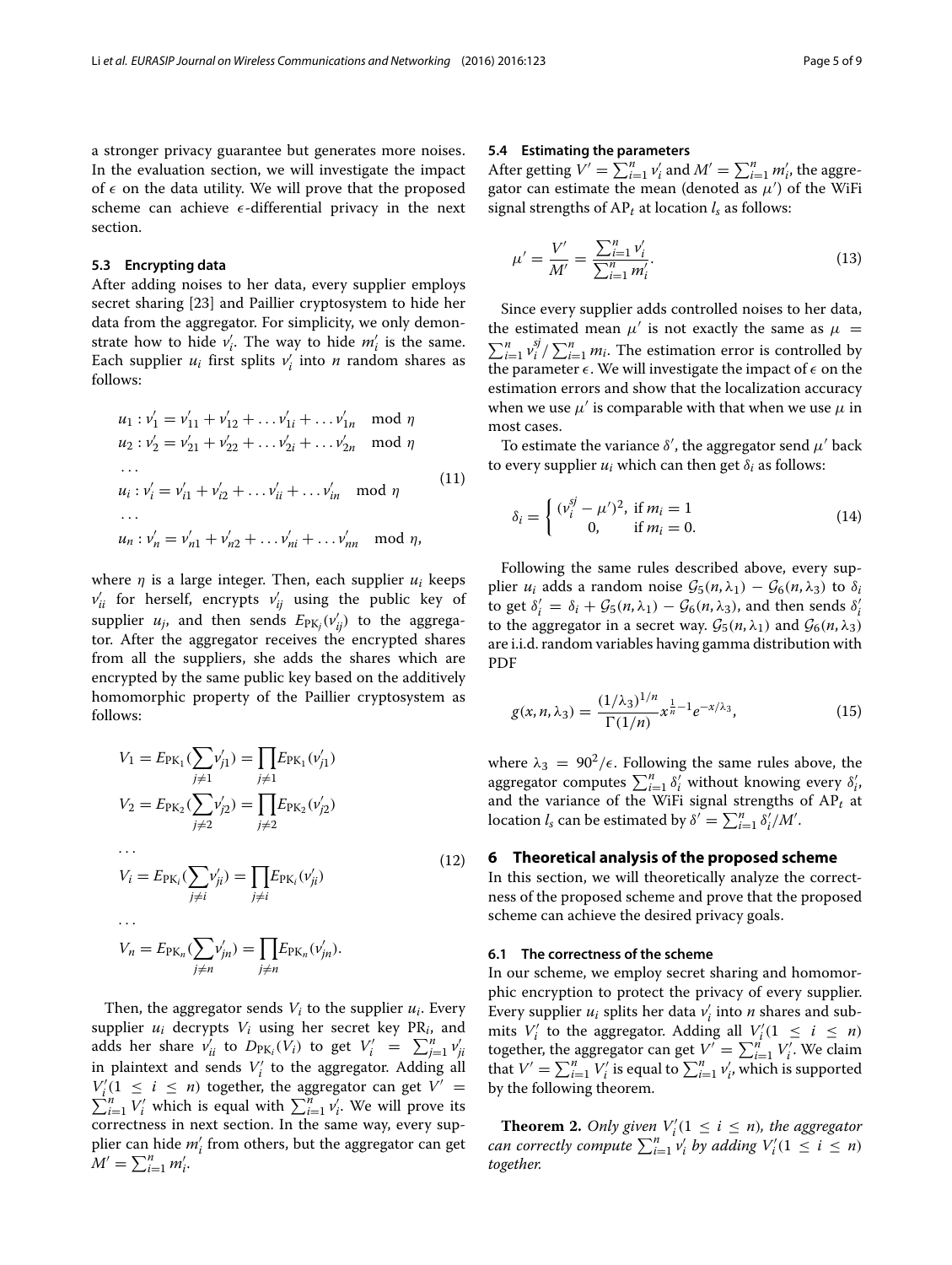a stronger privacy guarantee but generates more noises. In the evaluation section, we will investigate the impact of $\epsilon$ on the data utility. We will prove that the proposed scheme can achieve $\epsilon$-differential privacy in the next section.

### 5.3 Encrypting data

After adding noises to her data, every supplier employs secret sharing [23] and Paillier cryptosystem to hide her data from the aggregator. For simplicity, we only demonstrate how to hide $v_i'$. The way to hide $m_i'$ is the same. Each supplier $u_i$ first splits $v_i'$ into $n$ random shares as follows:

$$
\begin{aligned}
u_1 &: v_1' = v_{11}' + v_{12}' + \ldots v_{1i}' + \ldots v_{1n}' \mod \eta \\
u_2 &: v_2' = v_{21}' + v_{22}' + \ldots v_{2i}' + \ldots v_{2n}' \mod \eta \\
&\ldots \\
u_i &: v_i' = v_{i1}' + v_{i2}' + \ldots v_{ii}' + \ldots v_{in}' \mod \eta \\
&\ldots \\
u_n &: v_n' = v_{n1}' + v_{n2}' + \ldots v_{ni}' + \ldots v_{nn}' \mod \eta,
\end{aligned}
\tag{11}
$$

where $\eta$ is a large integer. Then, each supplier $u_i$ keeps $v_{ii}'$ for herself, encrypts $v_{ij}'$ using the public key of supplier $u_j$, and then sends $E_{\mathrm{PK}_j}(v_{ij}')$ to the aggregator. After the aggregator receives the encrypted shares from all the suppliers, she adds the shares which are encrypted by the same public key based on the additively homomorphic property of the Paillier cryptosystem as follows:

$$
\begin{aligned}
V_1 &= E_{\mathrm{PK}_1}\Big(\sum_{j\neq 1} v_{j1}'\Big) = \prod_{j\neq 1} E_{\mathrm{PK}_1}(v_{j1}') \\
V_2 &= E_{\mathrm{PK}_2}\Big(\sum_{j\neq 2} v_{j2}'\Big) = \prod_{j\neq 2} E_{\mathrm{PK}_2}(v_{j2}') \\
&\ldots \\
V_i &= E_{\mathrm{PK}_i}\Big(\sum_{j\neq i} v_{ji}'\Big) = \prod_{j\neq i} E_{\mathrm{PK}_i}(v_{ji}') \\
&\ldots \\
V_n &= E_{\mathrm{PK}_n}\Big(\sum_{j\neq n} v_{jn}'\Big) = \prod_{j\neq n} E_{\mathrm{PK}_n}(v_{jn}').
\end{aligned}
\tag{12}
$$

Then, the aggregator sends $V_i$ to the supplier $u_i$. Every supplier $u_i$ decrypts $V_i$ using her secret key $\mathrm{PR}_i$, and adds her share $v_{ii}'$ to $D_{\mathrm{PK}_i}(V_i)$ to get $V_i' = \sum_{j=1}^{n} v_{ji}'$ in plaintext and sends $V_i'$ to the aggregator. Adding all $V_i' (1 \leq i \leq n)$ together, the aggregator can get $V' = \sum_{i=1}^{n} V_i'$ which is equal with $\sum_{i=1}^{n} v_i'$. We will prove its correctness in next section. In the same way, every supplier can hide $m_i'$ from others, but the aggregator can get $M' = \sum_{i=1}^{n} m_i'$.

### 5.4 Estimating the parameters

After getting $V' = \sum_{i=1}^{n} v_i'$ and $M' = \sum_{i=1}^{n} m_i'$, the aggregator can estimate the mean (denoted as $\mu'$) of the WiFi signal strengths of $\mathrm{AP}_t$ at location $l_s$ as follows:

$$
\mu' = \frac{V'}{M'} = \frac{\sum_{i=1}^{n} v_i'}{\sum_{i=1}^{n} m_i'}. \tag{13}
$$

Since every supplier adds controlled noises to her data, the estimated mean $\mu'$ is not exactly the same as $\mu = \sum_{i=1}^{n} v_i^{sj} / \sum_{i=1}^{n} m_i$. The estimation error is controlled by the parameter $\epsilon$. We will investigate the impact of $\epsilon$ on the estimation errors and show that the localization accuracy when we use $\mu'$ is comparable with that when we use $\mu$ in most cases.

To estimate the variance $\delta'$, the aggregator send $\mu'$ back to every supplier $u_i$ which can then get $\delta_i$ as follows:

$$
\delta_i = \begin{cases} (v_i^{sj} - \mu')^2, & \text{if } m_i = 1 \\ 0, & \text{if } m_i = 0. \end{cases} \tag{14}
$$

Following the same rules described above, every supplier $u_i$ adds a random noise $\mathcal{G}_5(n, \lambda_1) - \mathcal{G}_6(n, \lambda_3)$ to $\delta_i$ to get $\delta_i' = \delta_i + \mathcal{G}_5(n, \lambda_1) - \mathcal{G}_6(n, \lambda_3)$, and then sends $\delta_i'$ to the aggregator in a secret way. $\mathcal{G}_5(n, \lambda_1)$ and $\mathcal{G}_6(n, \lambda_3)$ are i.i.d. random variables having gamma distribution with PDF

$$
g(x, n, \lambda_3) = \frac{(1/\lambda_3)^{1/n}}{\Gamma(1/n)} x^{\frac{1}{n}-1} e^{-x/\lambda_3}, \tag{15}
$$

where $\lambda_3 = 90^2/\epsilon$. Following the same rules above, the aggregator computes $\sum_{i=1}^{n} \delta_i'$ without knowing every $\delta_i'$, and the variance of the WiFi signal strengths of $\mathrm{AP}_t$ at location $l_s$ can be estimated by $\delta' = \sum_{i=1}^{n} \delta_i' / M'$.

## 6 Theoretical analysis of the proposed scheme

In this section, we will theoretically analyze the correctness of the proposed scheme and prove that the proposed scheme can achieve the desired privacy goals.

### 6.1 The correctness of the scheme

In our scheme, we employ secret sharing and homomorphic encryption to protect the privacy of every supplier. Every supplier $u_i$ splits her data $v_i'$ into $n$ shares and submits $V_i'$ to the aggregator. Adding all $V_i' (1 \leq i \leq n)$ together, the aggregator can get $V' = \sum_{i=1}^{n} V_i'$. We claim that $V' = \sum_{i=1}^{n} V_i'$ is equal to $\sum_{i=1}^{n} v_i'$, which is supported by the following theorem.

**Theorem 2.** *Only given $V_i' (1 \leq i \leq n)$, the aggregator can correctly compute $\sum_{i=1}^{n} v_i'$ by adding $V_i' (1 \leq i \leq n)$ together.*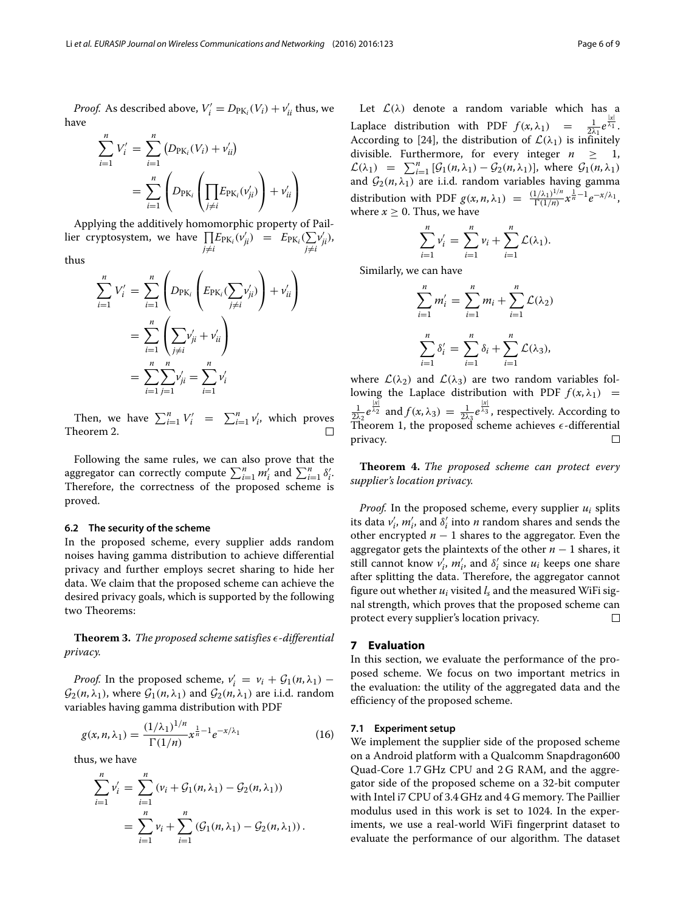*Proof.* As described above, $V_i' = D_{\text{PK}_i}(V_i) + v_{ii}'$ thus, we have

$$\sum_{i=1}^{n} V_i' = \sum_{i=1}^{n} \left(D_{\text{PK}_i}(V_i) + v_{ii}'\right)$$
$$= \sum_{i=1}^{n} \left(D_{\text{PK}_i}\left(\prod_{j\neq i} E_{\text{PK}_i}(v_{ji}')\right) + v_{ii}'\right)$$

Applying the additively homomorphic property of Paillier cryptosystem, we have $\prod_{j\neq i} E_{\text{PK}_i}(v_{ji}') = E_{\text{PK}_i}(\sum_{j\neq i} v_{ji}')$, thus

$$\sum_{i=1}^{n} V_i' = \sum_{i=1}^{n} \left(D_{\text{PK}_i}\left(E_{\text{PK}_i}(\sum_{j\neq i} v_{ji}')\right) + v_{ii}'\right)$$
$$= \sum_{i=1}^{n} \left(\sum_{j\neq i} v_{ji}' + v_{ii}'\right)$$
$$= \sum_{i=1}^{n}\sum_{j=1}^{n} v_{ji}' = \sum_{i=1}^{n} v_i'$$

Then, we have $\sum_{i=1}^{n} V_i' = \sum_{i=1}^{n} v_i'$, which proves Theorem 2. □

Following the same rules, we can also prove that the aggregator can correctly compute $\sum_{i=1}^{n} m_i'$ and $\sum_{i=1}^{n} \delta_i'$. Therefore, the correctness of the proposed scheme is proved.

### 6.2 The security of the scheme

In the proposed scheme, every supplier adds random noises having gamma distribution to achieve differential privacy and further employs secret sharing to hide her data. We claim that the proposed scheme can achieve the desired privacy goals, which is supported by the following two Theorems:

**Theorem 3.** *The proposed scheme satisfies $\epsilon$-differential privacy.*

*Proof.* In the proposed scheme, $v_i' = v_i + \mathcal{G}_1(n, \lambda_1) - \mathcal{G}_2(n, \lambda_1)$, where $\mathcal{G}_1(n, \lambda_1)$ and $\mathcal{G}_2(n, \lambda_1)$ are i.i.d. random variables having gamma distribution with PDF

$$g(x, n, \lambda_1) = \frac{(1/\lambda_1)^{1/n}}{\Gamma(1/n)} x^{\frac{1}{n}-1} e^{-x/\lambda_1} \tag{16}$$

thus, we have

$$\sum_{i=1}^{n} v_i' = \sum_{i=1}^{n} \left(v_i + \mathcal{G}_1(n, \lambda_1) - \mathcal{G}_2(n, \lambda_1)\right)$$
$$= \sum_{i=1}^{n} v_i + \sum_{i=1}^{n} \left(\mathcal{G}_1(n, \lambda_1) - \mathcal{G}_2(n, \lambda_1)\right).$$

Let $\mathcal{L}(\lambda)$ denote a random variable which has a Laplace distribution with PDF $f(x, \lambda_1) = \frac{1}{2\lambda_1} e^{\frac{|x|}{\lambda_1}}$. According to [24], the distribution of $\mathcal{L}(\lambda_1)$ is infinitely divisible. Furthermore, for every integer $n \geq 1$, $\mathcal{L}(\lambda_1) = \sum_{i=1}^{n} [\mathcal{G}_1(n, \lambda_1) - \mathcal{G}_2(n, \lambda_1)]$, where $\mathcal{G}_1(n, \lambda_1)$ and $\mathcal{G}_2(n, \lambda_1)$ are i.i.d. random variables having gamma distribution with PDF $g(x, n, \lambda_1) = \frac{(1/\lambda_1)^{1/n}}{\Gamma(1/n)} x^{\frac{1}{n}-1} e^{-x/\lambda_1}$, where $x \geq 0$. Thus, we have

$$\sum_{i=1}^{n} v_i' = \sum_{i=1}^{n} v_i + \sum_{i=1}^{n} \mathcal{L}(\lambda_1).$$

Similarly, we can have

$$\sum_{i=1}^{n} m_i' = \sum_{i=1}^{n} m_i + \sum_{i=1}^{n} \mathcal{L}(\lambda_2)$$

$$\sum_{i=1}^{n} \delta_i' = \sum_{i=1}^{n} \delta_i + \sum_{i=1}^{n} \mathcal{L}(\lambda_3),$$

where $\mathcal{L}(\lambda_2)$ and $\mathcal{L}(\lambda_3)$ are two random variables following the Laplace distribution with PDF $f(x, \lambda_1) = \frac{1}{2\lambda_2} e^{\frac{|x|}{\lambda_2}}$ and $f(x, \lambda_3) = \frac{1}{2\lambda_3} e^{\frac{|x|}{\lambda_3}}$, respectively. According to Theorem 1, the proposed scheme achieves $\epsilon$-differential privacy. □

**Theorem 4.** *The proposed scheme can protect every supplier's location privacy.*

*Proof.* In the proposed scheme, every supplier $u_i$ splits its data $v_i'$, $m_i'$, and $\delta_i'$ into $n$ random shares and sends the other encrypted $n-1$ shares to the aggregator. Even the aggregator gets the plaintexts of the other $n-1$ shares, it still cannot know $v_i'$, $m_i'$, and $\delta_i'$ since $u_i$ keeps one share after splitting the data. Therefore, the aggregator cannot figure out whether $u_i$ visited $l_s$ and the measured WiFi signal strength, which proves that the proposed scheme can protect every supplier's location privacy. □

## 7 Evaluation

In this section, we evaluate the performance of the proposed scheme. We focus on two important metrics in the evaluation: the utility of the aggregated data and the efficiency of the proposed scheme.

### 7.1 Experiment setup

We implement the supplier side of the proposed scheme on a Android platform with a Qualcomm Snapdragon600 Quad-Core 1.7 GHz CPU and 2 G RAM, and the aggregator side of the proposed scheme on a 32-bit computer with Intel i7 CPU of 3.4 GHz and 4 G memory. The Paillier modulus used in this work is set to 1024. In the experiments, we use a real-world WiFi fingerprint dataset to evaluate the performance of our algorithm. The dataset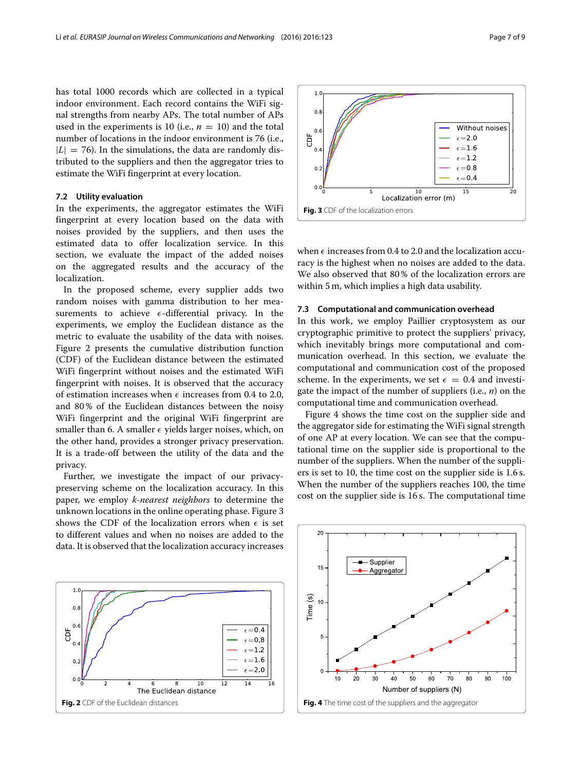has total 1000 records which are collected in a typical indoor environment. Each record contains the WiFi signal strengths from nearby APs. The total number of APs used in the experiments is 10 (i.e., $n = 10$) and the total number of locations in the indoor environment is 76 (i.e., $|L| = 76$). In the simulations, the data are randomly distributed to the suppliers and then the aggregator tries to estimate the WiFi fingerprint at every location.

### 7.2 Utility evaluation

In the experiments, the aggregator estimates the WiFi fingerprint at every location based on the data with noises provided by the suppliers, and then uses the estimated data to offer localization service. In this section, we evaluate the impact of the added noises on the aggregated results and the accuracy of the localization.

In the proposed scheme, every supplier adds two random noises with gamma distribution to her measurements to achieve $\epsilon$-differential privacy. In the experiments, we employ the Euclidean distance as the metric to evaluate the usability of the data with noises. Figure 2 presents the cumulative distribution function (CDF) of the Euclidean distance between the estimated WiFi fingerprint without noises and the estimated WiFi fingerprint with noises. It is observed that the accuracy of estimation increases when $\epsilon$ increases from 0.4 to 2.0, and 80 % of the Euclidean distances between the noisy WiFi fingerprint and the original WiFi fingerprint are smaller than 6. A smaller $\epsilon$ yields larger noises, which, on the other hand, provides a stronger privacy preservation. It is a trade-off between the utility of the data and the privacy.

Further, we investigate the impact of our privacy-preserving scheme on the localization accuracy. In this paper, we employ *k-nearest neighbors* to determine the unknown locations in the online operating phase. Figure 3 shows the CDF of the localization errors when $\epsilon$ is set to different values and when no noises are added to the data. It is observed that the localization accuracy increases when $\epsilon$ increases from 0.4 to 2.0 and the localization accuracy is the highest when no noises are added to the data. We also observed that 80 % of the localization errors are within 5 m, which implies a high data usability.

**Fig. 3** CDF of the localization errors

### 7.3 Computational and communication overhead

In this work, we employ Paillier cryptosystem as our cryptographic primitive to protect the suppliers' privacy, which inevitably brings more computational and communication overhead. In this section, we evaluate the computational and communication cost of the proposed scheme. In the experiments, we set $\epsilon = 0.4$ and investigate the impact of the number of suppliers (i.e., $n$) on the computational time and communication overhead.

Figure 4 shows the time cost on the supplier side and the aggregator side for estimating the WiFi signal strength of one AP at every location. We can see that the computational time on the supplier side is proportional to the number of the suppliers. When the number of the suppliers is set to 10, the time cost on the supplier side is 1.6 s. When the number of the suppliers reaches 100, the time cost on the supplier side is 16 s. The computational time

**Fig. 2** CDF of the Euclidean distances

**Fig. 4** The time cost of the suppliers and the aggregator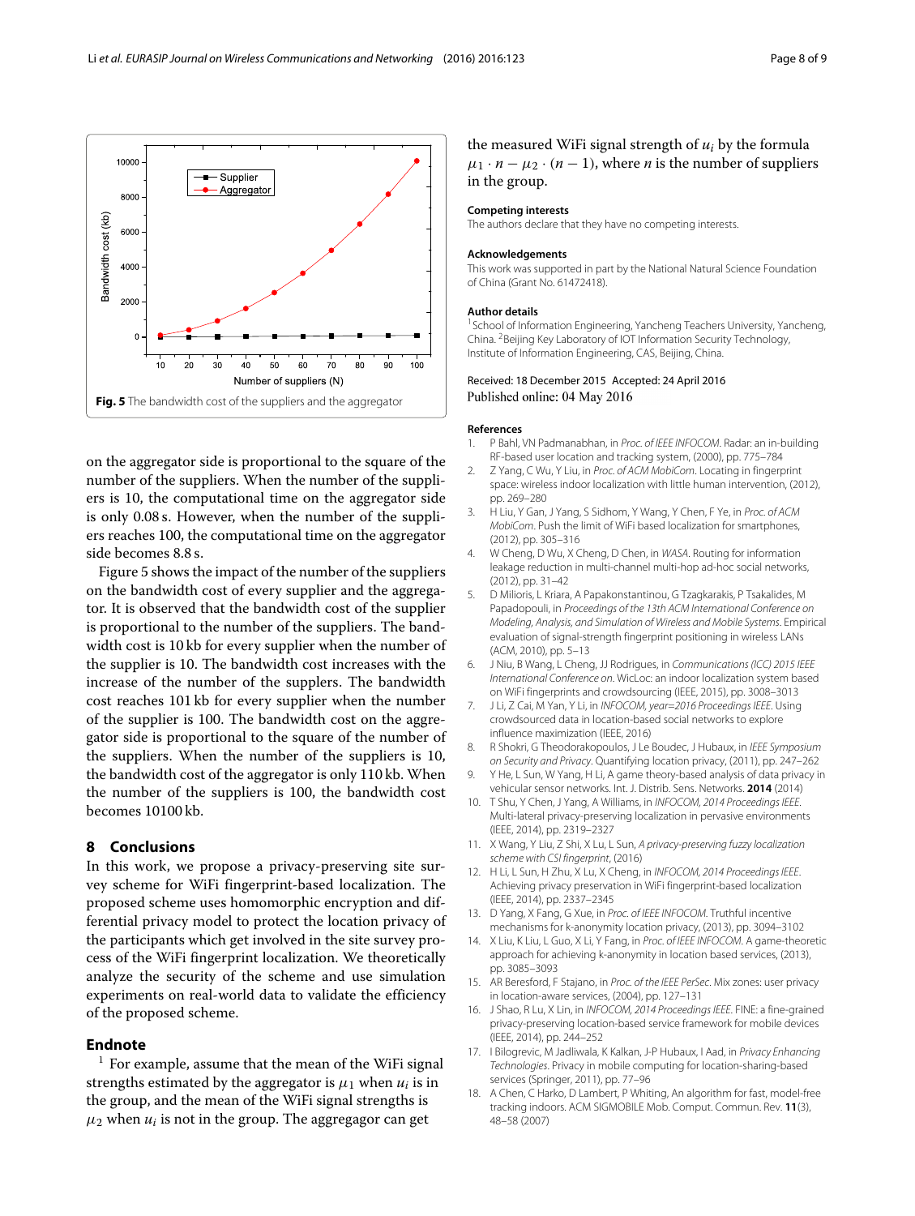Fig. 5 The bandwidth cost of the suppliers and the aggregator

on the aggregator side is proportional to the square of the number of the suppliers. When the number of the suppliers is 10, the computational time on the aggregator side is only 0.08 s. However, when the number of the suppliers reaches 100, the computational time on the aggregator side becomes 8.8 s.

Figure 5 shows the impact of the number of the suppliers on the bandwidth cost of every supplier and the aggregator. It is observed that the bandwidth cost of the supplier is proportional to the number of the suppliers. The bandwidth cost is 10 kb for every supplier when the number of the supplier is 10. The bandwidth cost increases with the increase of the number of the supplers. The bandwidth cost reaches 101 kb for every supplier when the number of the supplier is 100. The bandwidth cost on the aggregator side is proportional to the square of the number of the suppliers. When the number of the suppliers is 10, the bandwidth cost of the aggregator is only 110 kb. When the number of the suppliers is 100, the bandwidth cost becomes 10100 kb.

## 8 Conclusions

In this work, we propose a privacy-preserving site survey scheme for WiFi fingerprint-based localization. The proposed scheme uses homomorphic encryption and differential privacy model to protect the location privacy of the participants which get involved in the site survey process of the WiFi fingerprint localization. We theoretically analyze the security of the scheme and use simulation experiments on real-world data to validate the efficiency of the proposed scheme.

## Endnote

[1] For example, assume that the mean of the WiFi signal strengths estimated by the aggregator is $\mu_1$ when $u_i$ is in the group, and the mean of the WiFi signal strengths is $\mu_2$ when $u_i$ is not in the group. The aggregagor can get the measured WiFi signal strength of $u_i$ by the formula $\mu_1 \cdot n - \mu_2 \cdot (n-1)$, where $n$ is the number of suppliers in the group.

### Competing interests

The authors declare that they have no competing interests.

### Acknowledgements

This work was supported in part by the National Natural Science Foundation of China (Grant No. 61472418).

### Author details

[1] School of Information Engineering, Yancheng Teachers University, Yancheng, China. [2] Beijing Key Laboratory of IOT Information Security Technology, Institute of Information Engineering, CAS, Beijing, China.

Received: 18 December 2015 Accepted: 24 April 2016
Published online: 04 May 2016

### References

1. P Bahl, VN Padmanabhan, in *Proc. of IEEE INFOCOM*. Radar: an in-building RF-based user location and tracking system, (2000), pp. 775–784
2. Z Yang, C Wu, Y Liu, in *Proc. of ACM MobiCom*. Locating in fingerprint space: wireless indoor localization with little human intervention, (2012), pp. 269–280
3. H Liu, Y Gan, J Yang, S Sidhom, Y Wang, Y Chen, F Ye, in *Proc. of ACM MobiCom*. Push the limit of WiFi based localization for smartphones, (2012), pp. 305–316
4. W Cheng, D Wu, X Cheng, D Chen, in *WASA*. Routing for information leakage reduction in multi-channel multi-hop ad-hoc social networks, (2012), pp. 31–42
5. D Milioris, L Kriara, A Papakonstantinou, G Tzagkarakis, P Tsakalides, M Papadopouli, in *Proceedings of the 13th ACM International Conference on Modeling, Analysis, and Simulation of Wireless and Mobile Systems*. Empirical evaluation of signal-strength fingerprint positioning in wireless LANs (ACM, 2010), pp. 5–13
6. J Niu, B Wang, L Cheng, JJ Rodrigues, in *Communications (ICC) 2015 IEEE International Conference on*. WicLoc: an indoor localization system based on WiFi fingerprints and crowdsourcing (IEEE, 2015), pp. 3008–3013
7. J Li, Z Cai, M Yan, Y Li, in *INFOCOM, year=2016 Proceedings IEEE*. Using crowdsourced data in location-based social networks to explore influence maximization (IEEE, 2016)
8. R Shokri, G Theodorakopoulos, J Le Boudec, J Hubaux, in *IEEE Symposium on Security and Privacy*. Quantifying location privacy, (2011), pp. 247–262
9. Y He, L Sun, W Yang, H Li, A game theory-based analysis of data privacy in vehicular sensor networks. Int. J. Distrib. Sens. Networks. **2014** (2014)
10. T Shu, Y Chen, J Yang, A Williams, in *INFOCOM, 2014 Proceedings IEEE*. Multi-lateral privacy-preserving localization in pervasive environments (IEEE, 2014), pp. 2319–2327
11. X Wang, Y Liu, Z Shi, X Lu, L Sun, *A privacy-preserving fuzzy localization scheme with CSI fingerprint*, (2016)
12. H Li, L Sun, H Zhu, X Lu, X Cheng, in *INFOCOM, 2014 Proceedings IEEE*. Achieving privacy preservation in WiFi fingerprint-based localization (IEEE, 2014), pp. 2337–2345
13. D Yang, X Fang, G Xue, in *Proc. of IEEE INFOCOM*. Truthful incentive mechanisms for k-anonymity location privacy, (2013), pp. 3094–3102
14. X Liu, K Liu, L Guo, X Li, Y Fang, in *Proc. of IEEE INFOCOM*. A game-theoretic approach for achieving k-anonymity in location based services, (2013), pp. 3085–3093
15. AR Beresford, F Stajano, in *Proc. of the IEEE PerSec*. Mix zones: user privacy in location-aware services, (2004), pp. 127–131
16. J Shao, R Lu, X Lin, in *INFOCOM, 2014 Proceedings IEEE*. FINE: a fine-grained privacy-preserving location-based service framework for mobile devices (IEEE, 2014), pp. 244–252
17. I Bilogrevic, M Jadliwala, K Kalkan, J-P Hubaux, I Aad, in *Privacy Enhancing Technologies*. Privacy in mobile computing for location-sharing-based services (Springer, 2011), pp. 77–96
18. A Chen, C Harko, D Lambert, P Whiting, An algorithm for fast, model-free tracking indoors. ACM SIGMOBILE Mob. Comput. Commun. Rev. **11**(3), 48–58 (2007)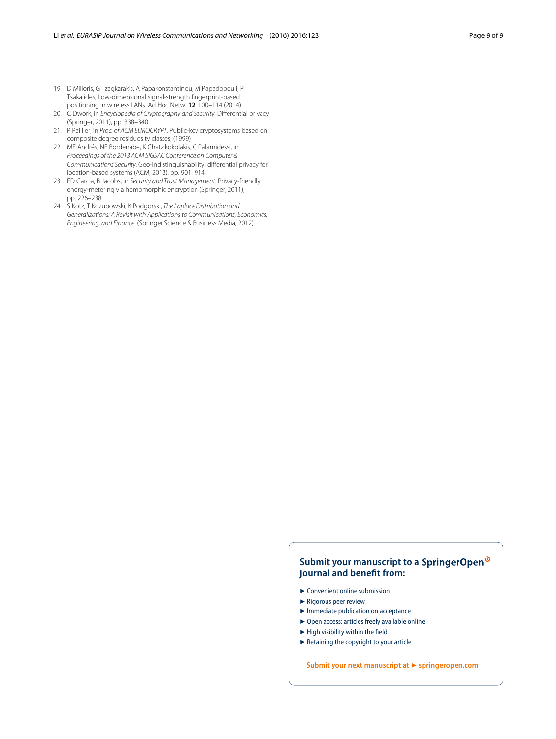19. D Milioris, G Tzagkarakis, A Papakonstantinou, M Papadopouli, P Tsakalides, Low-dimensional signal-strength fingerprint-based positioning in wireless LANs. Ad Hoc Netw. **12**, 100–114 (2014)
20. C Dwork, in *Encyclopedia of Cryptography and Security*. Differential privacy (Springer, 2011), pp. 338–340
21. P Paillier, in *Proc. of ACM EUROCRYPT*. Public-key cryptosystems based on composite degree residuosity classes, (1999)
22. ME Andrés, NE Bordenabe, K Chatzikokolakis, C Palamidessi, in *Proceedings of the 2013 ACM SIGSAC Conference on Computer & Communications Security*. Geo-indistinguishability: differential privacy for location-based systems (ACM, 2013), pp. 901–914
23. FD Garcia, B Jacobs, in *Security and Trust Management*. Privacy-friendly energy-metering via homomorphic encryption (Springer, 2011), pp. 226–238
24. S Kotz, T Kozubowski, K Podgorski, *The Laplace Distribution and Generalizations: A Revisit with Applications to Communications, Economics, Engineering, and Finance*. (Springer Science & Business Media, 2012)

**Submit your manuscript to a SpringerOpen journal and benefit from:**

- ► Convenient online submission
- ► Rigorous peer review
- ► Immediate publication on acceptance
- ► Open access: articles freely available online
- ► High visibility within the field
- ► Retaining the copyright to your article

**Submit your next manuscript at ► springeropen.com**